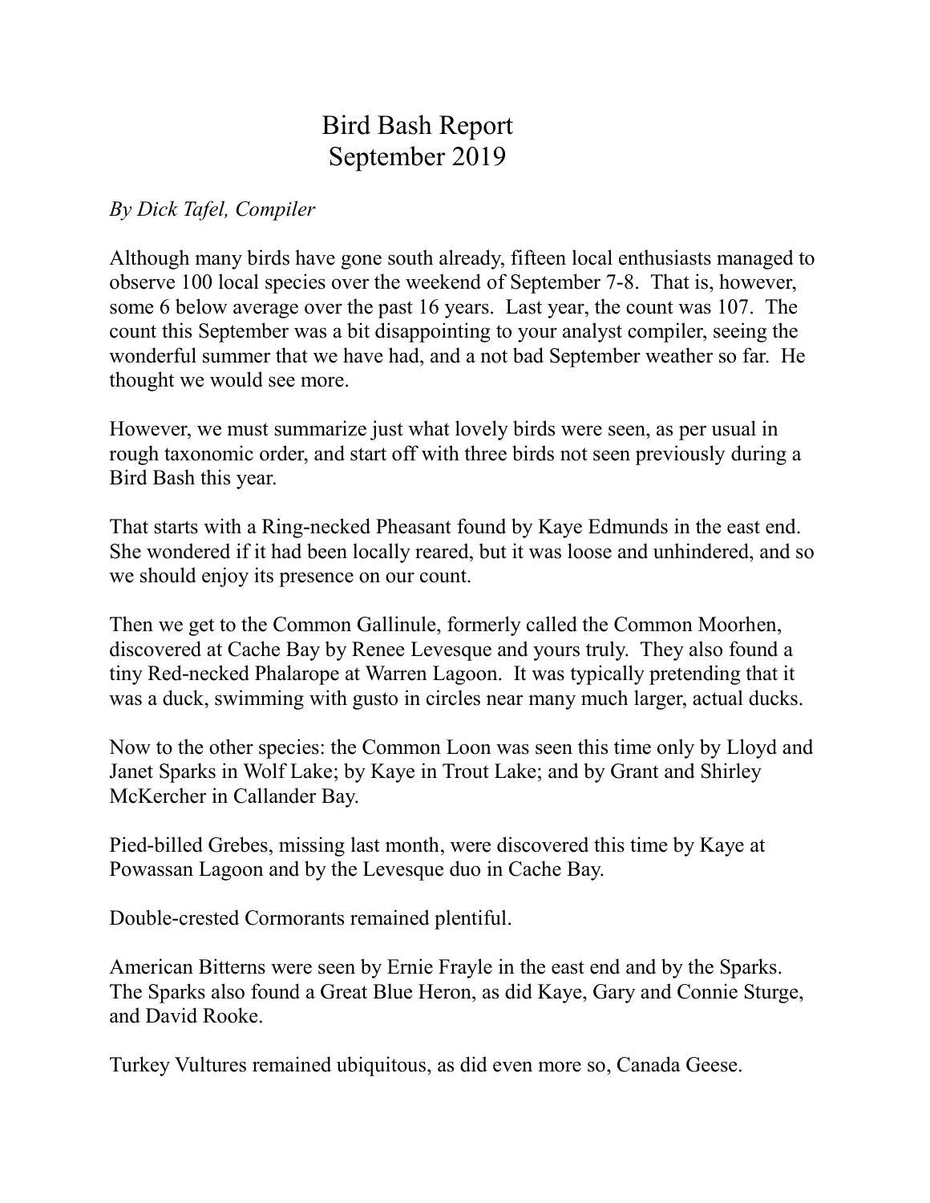# Bird Bash Report
## September 2019

*By Dick Tafel, Compiler*

Although many birds have gone south already, fifteen local enthusiasts managed to observe 100 local species over the weekend of September 7-8. That is, however, some 6 below average over the past 16 years. Last year, the count was 107. The count this September was a bit disappointing to your analyst compiler, seeing the wonderful summer that we have had, and a not bad September weather so far. He thought we would see more.

However, we must summarize just what lovely birds were seen, as per usual in rough taxonomic order, and start off with three birds not seen previously during a Bird Bash this year.

That starts with a Ring-necked Pheasant found by Kaye Edmunds in the east end. She wondered if it had been locally reared, but it was loose and unhindered, and so we should enjoy its presence on our count.

Then we get to the Common Gallinule, formerly called the Common Moorhen, discovered at Cache Bay by Renee Levesque and yours truly. They also found a tiny Red-necked Phalarope at Warren Lagoon. It was typically pretending that it was a duck, swimming with gusto in circles near many much larger, actual ducks.

Now to the other species: the Common Loon was seen this time only by Lloyd and Janet Sparks in Wolf Lake; by Kaye in Trout Lake; and by Grant and Shirley McKercher in Callander Bay.

Pied-billed Grebes, missing last month, were discovered this time by Kaye at Powassan Lagoon and by the Levesque duo in Cache Bay.

Double-crested Cormorants remained plentiful.

American Bitterns were seen by Ernie Frayle in the east end and by the Sparks. The Sparks also found a Great Blue Heron, as did Kaye, Gary and Connie Sturge, and David Rooke.

Turkey Vultures remained ubiquitous, as did even more so, Canada Geese.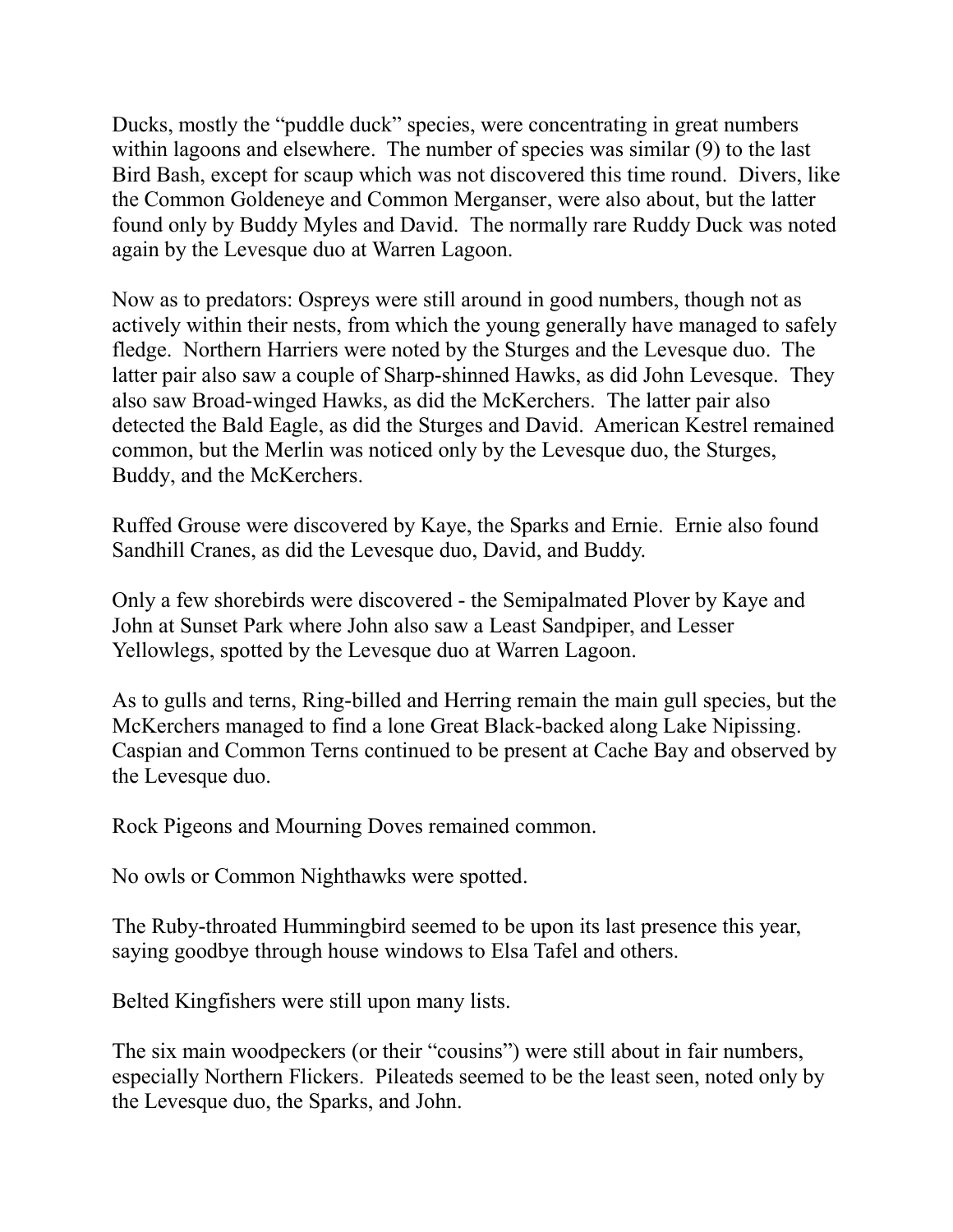Ducks, mostly the "puddle duck" species, were concentrating in great numbers within lagoons and elsewhere. The number of species was similar (9) to the last Bird Bash, except for scaup which was not discovered this time round. Divers, like the Common Goldeneye and Common Merganser, were also about, but the latter found only by Buddy Myles and David. The normally rare Ruddy Duck was noted again by the Levesque duo at Warren Lagoon.

Now as to predators: Ospreys were still around in good numbers, though not as actively within their nests, from which the young generally have managed to safely fledge. Northern Harriers were noted by the Sturges and the Levesque duo. The latter pair also saw a couple of Sharp-shinned Hawks, as did John Levesque. They also saw Broad-winged Hawks, as did the McKerchers. The latter pair also detected the Bald Eagle, as did the Sturges and David. American Kestrel remained common, but the Merlin was noticed only by the Levesque duo, the Sturges, Buddy, and the McKerchers.

Ruffed Grouse were discovered by Kaye, the Sparks and Ernie. Ernie also found Sandhill Cranes, as did the Levesque duo, David, and Buddy.

Only a few shorebirds were discovered - the Semipalmated Plover by Kaye and John at Sunset Park where John also saw a Least Sandpiper, and Lesser Yellowlegs, spotted by the Levesque duo at Warren Lagoon.

As to gulls and terns, Ring-billed and Herring remain the main gull species, but the McKerchers managed to find a lone Great Black-backed along Lake Nipissing. Caspian and Common Terns continued to be present at Cache Bay and observed by the Levesque duo.

Rock Pigeons and Mourning Doves remained common.

No owls or Common Nighthawks were spotted.

The Ruby-throated Hummingbird seemed to be upon its last presence this year, saying goodbye through house windows to Elsa Tafel and others.

Belted Kingfishers were still upon many lists.

The six main woodpeckers (or their "cousins") were still about in fair numbers, especially Northern Flickers. Pileateds seemed to be the least seen, noted only by the Levesque duo, the Sparks, and John.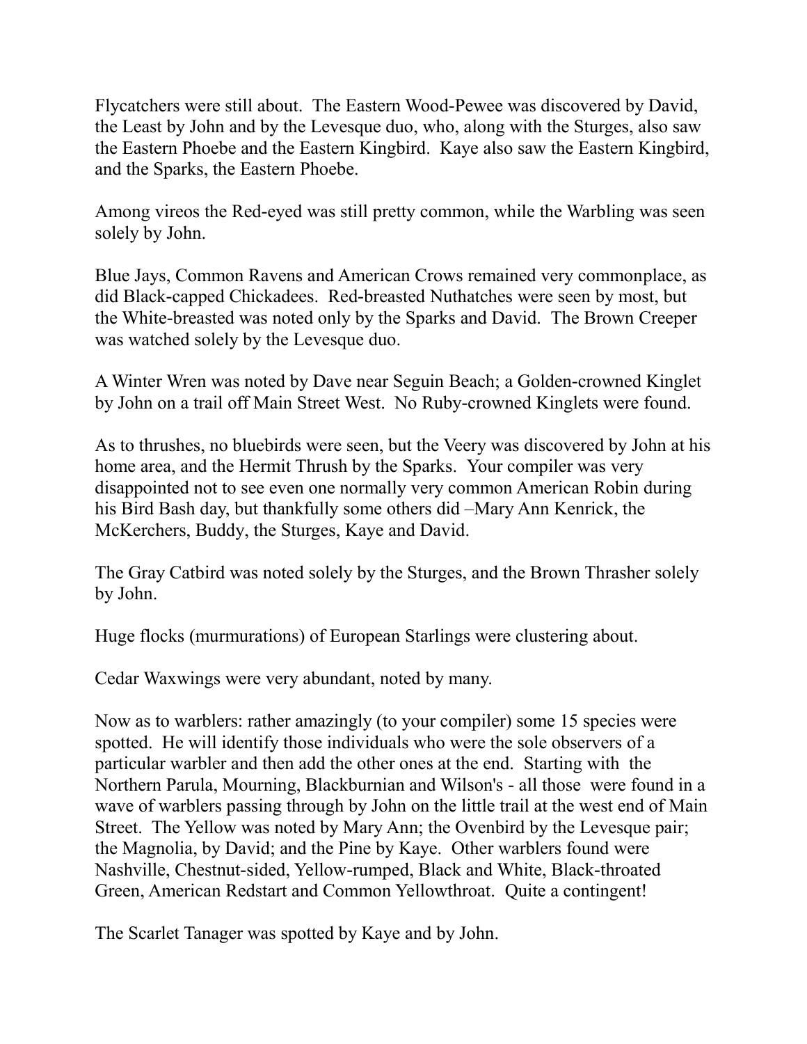Flycatchers were still about. The Eastern Wood-Pewee was discovered by David, the Least by John and by the Levesque duo, who, along with the Sturges, also saw the Eastern Phoebe and the Eastern Kingbird. Kaye also saw the Eastern Kingbird, and the Sparks, the Eastern Phoebe.

Among vireos the Red-eyed was still pretty common, while the Warbling was seen solely by John.

Blue Jays, Common Ravens and American Crows remained very commonplace, as did Black-capped Chickadees. Red-breasted Nuthatches were seen by most, but the White-breasted was noted only by the Sparks and David. The Brown Creeper was watched solely by the Levesque duo.

A Winter Wren was noted by Dave near Seguin Beach; a Golden-crowned Kinglet by John on a trail off Main Street West. No Ruby-crowned Kinglets were found.

As to thrushes, no bluebirds were seen, but the Veery was discovered by John at his home area, and the Hermit Thrush by the Sparks. Your compiler was very disappointed not to see even one normally very common American Robin during his Bird Bash day, but thankfully some others did –Mary Ann Kenrick, the McKerchers, Buddy, the Sturges, Kaye and David.

The Gray Catbird was noted solely by the Sturges, and the Brown Thrasher solely by John.

Huge flocks (murmurations) of European Starlings were clustering about.

Cedar Waxwings were very abundant, noted by many.

Now as to warblers: rather amazingly (to your compiler) some 15 species were spotted. He will identify those individuals who were the sole observers of a particular warbler and then add the other ones at the end. Starting with the Northern Parula, Mourning, Blackburnian and Wilson's - all those were found in a wave of warblers passing through by John on the little trail at the west end of Main Street. The Yellow was noted by Mary Ann; the Ovenbird by the Levesque pair; the Magnolia, by David; and the Pine by Kaye. Other warblers found were Nashville, Chestnut-sided, Yellow-rumped, Black and White, Black-throated Green, American Redstart and Common Yellowthroat. Quite a contingent!

The Scarlet Tanager was spotted by Kaye and by John.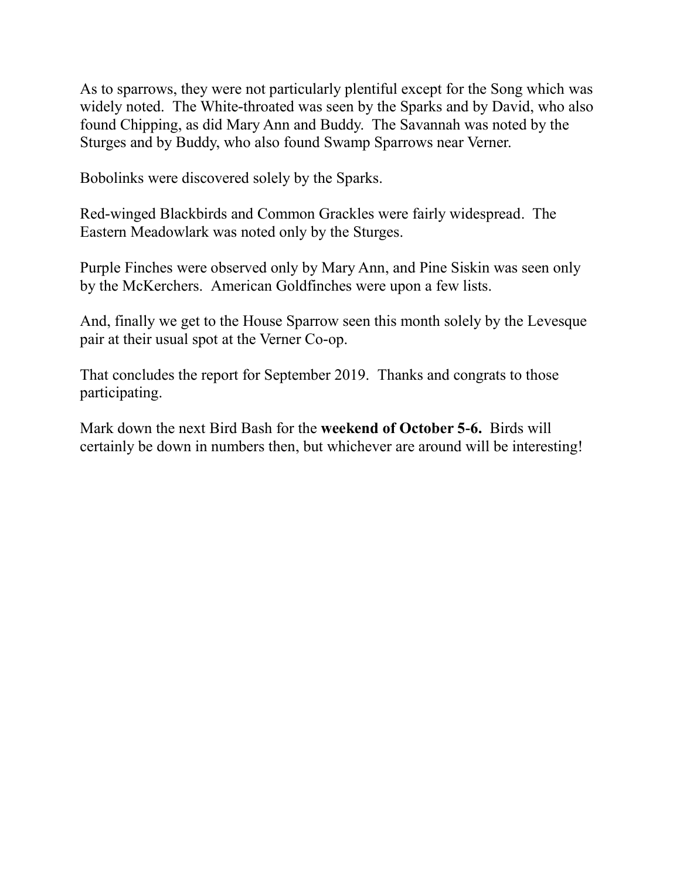As to sparrows, they were not particularly plentiful except for the Song which was widely noted. The White-throated was seen by the Sparks and by David, who also found Chipping, as did Mary Ann and Buddy. The Savannah was noted by the Sturges and by Buddy, who also found Swamp Sparrows near Verner.

Bobolinks were discovered solely by the Sparks.

Red-winged Blackbirds and Common Grackles were fairly widespread. The Eastern Meadowlark was noted only by the Sturges.

Purple Finches were observed only by Mary Ann, and Pine Siskin was seen only by the McKerchers. American Goldfinches were upon a few lists.

And, finally we get to the House Sparrow seen this month solely by the Levesque pair at their usual spot at the Verner Co-op.

That concludes the report for September 2019. Thanks and congrats to those participating.

Mark down the next Bird Bash for the **weekend of October 5-6.** Birds will certainly be down in numbers then, but whichever are around will be interesting!